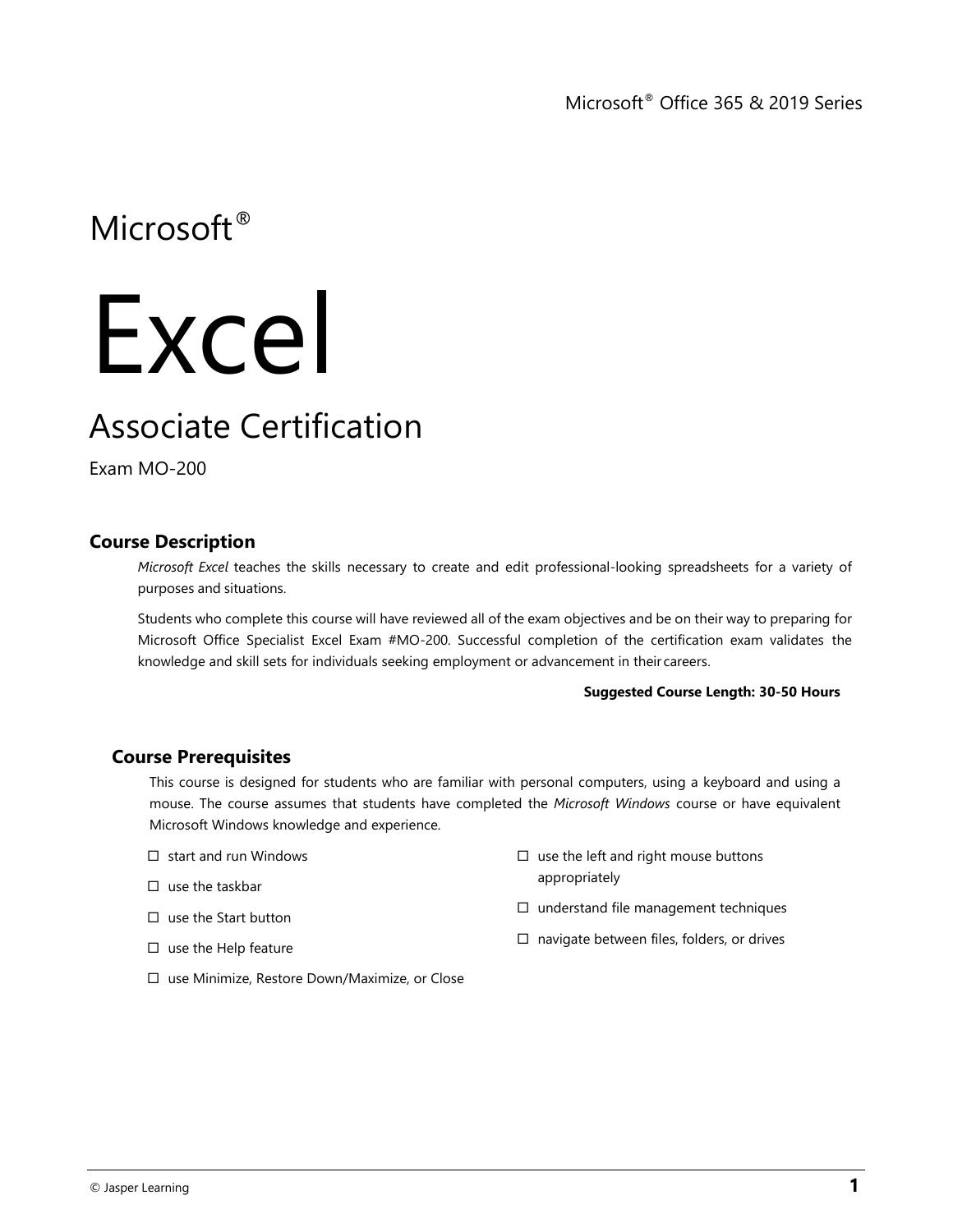Microsoft® Office 365 & 2019 Series

Microsoft®

# Excel

## Associate Certification

Exam MO-200

### Course Description

*Microsoft Excel* teaches the skills necessary to create and edit professional-looking spreadsheets for a variety of purposes and situations.

Students who complete this course will have reviewed all of the exam objectives and be on their way to preparing for Microsoft Office Specialist Excel Exam #MO-200. Successful completion of the certification exam validates the knowledge and skill sets for individuals seeking employment or advancement in their careers.

**Suggested Course Length: 30-50 Hours**

### Course Prerequisites

This course is designed for students who are familiar with personal computers, using a keyboard and using a mouse. The course assumes that students have completed the *Microsoft Windows* course or have equivalent Microsoft Windows knowledge and experience.

- ☐ start and run Windows
- ☐ use the taskbar
- ☐ use the Start button
- ☐ use the Help feature
- ☐ use Minimize, Restore Down/Maximize, or Close
- ☐ use the left and right mouse buttons appropriately
- ☐ understand file management techniques
- ☐ navigate between files, folders, or drives

© Jasper Learning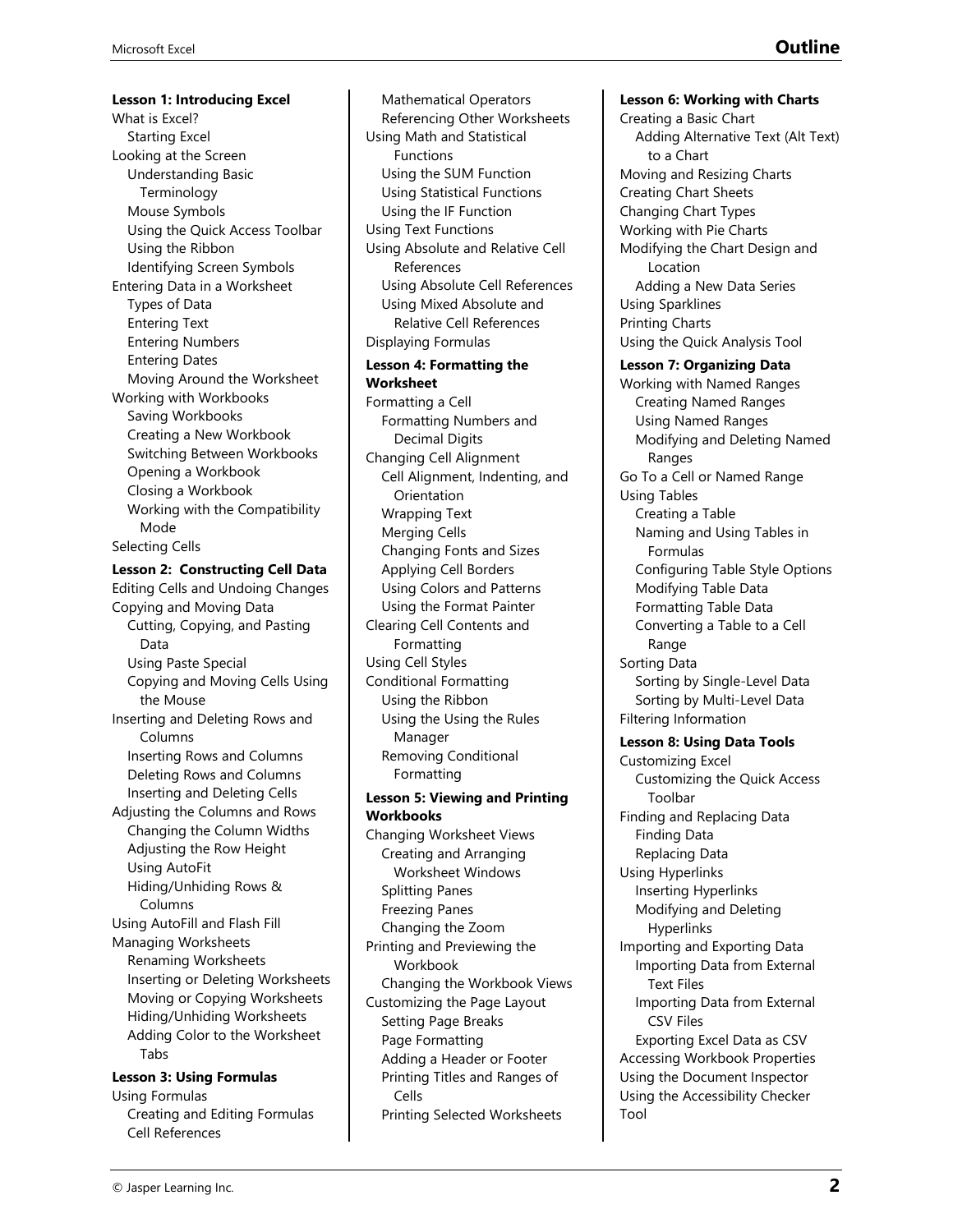# Outline

**Lesson 1: Introducing Excel**

- What is Excel?
  - Starting Excel
- Looking at the Screen
  - Understanding Basic Terminology
  - Mouse Symbols
  - Using the Quick Access Toolbar
  - Using the Ribbon
  - Identifying Screen Symbols
- Entering Data in a Worksheet
  - Types of Data
  - Entering Text
  - Entering Numbers
  - Entering Dates
  - Moving Around the Worksheet
- Working with Workbooks
  - Saving Workbooks
  - Creating a New Workbook
  - Switching Between Workbooks
  - Opening a Workbook
  - Closing a Workbook
  - Working with the Compatibility Mode
- Selecting Cells

**Lesson 2: Constructing Cell Data**

- Editing Cells and Undoing Changes
- Copying and Moving Data
  - Cutting, Copying, and Pasting Data
  - Using Paste Special
  - Copying and Moving Cells Using the Mouse
- Inserting and Deleting Rows and Columns
  - Inserting Rows and Columns
  - Deleting Rows and Columns
  - Inserting and Deleting Cells
- Adjusting the Columns and Rows
  - Changing the Column Widths
  - Adjusting the Row Height
  - Using AutoFit
  - Hiding/Unhiding Rows & Columns
- Using AutoFill and Flash Fill
- Managing Worksheets
  - Renaming Worksheets
  - Inserting or Deleting Worksheets
  - Moving or Copying Worksheets
  - Hiding/Unhiding Worksheets
  - Adding Color to the Worksheet Tabs

**Lesson 3: Using Formulas**

- Using Formulas
  - Creating and Editing Formulas
  - Cell References
  - Mathematical Operators
  - Referencing Other Worksheets
- Using Math and Statistical Functions
  - Using the SUM Function
  - Using Statistical Functions
  - Using the IF Function
- Using Text Functions
- Using Absolute and Relative Cell References
  - Using Absolute Cell References
  - Using Mixed Absolute and Relative Cell References
- Displaying Formulas

**Lesson 4: Formatting the Worksheet**

- Formatting a Cell
  - Formatting Numbers and Decimal Digits
- Changing Cell Alignment
  - Cell Alignment, Indenting, and Orientation
  - Wrapping Text
  - Merging Cells
  - Changing Fonts and Sizes
  - Applying Cell Borders
  - Using Colors and Patterns
  - Using the Format Painter
- Clearing Cell Contents and Formatting
- Using Cell Styles
- Conditional Formatting
  - Using the Ribbon
  - Using the Using the Rules Manager
  - Removing Conditional Formatting

**Lesson 5: Viewing and Printing Workbooks**

- Changing Worksheet Views
  - Creating and Arranging Worksheet Windows
  - Splitting Panes
  - Freezing Panes
  - Changing the Zoom
- Printing and Previewing the Workbook
  - Changing the Workbook Views
- Customizing the Page Layout
  - Setting Page Breaks
  - Page Formatting
  - Adding a Header or Footer
  - Printing Titles and Ranges of Cells
  - Printing Selected Worksheets

**Lesson 6: Working with Charts**

- Creating a Basic Chart
  - Adding Alternative Text (Alt Text) to a Chart
- Moving and Resizing Charts
- Creating Chart Sheets
- Changing Chart Types
- Working with Pie Charts
- Modifying the Chart Design and Location
  - Adding a New Data Series
- Using Sparklines
- Printing Charts
- Using the Quick Analysis Tool

**Lesson 7: Organizing Data**

- Working with Named Ranges
  - Creating Named Ranges
  - Using Named Ranges
  - Modifying and Deleting Named Ranges
- Go To a Cell or Named Range
- Using Tables
  - Creating a Table
  - Naming and Using Tables in Formulas
  - Configuring Table Style Options
  - Modifying Table Data
  - Formatting Table Data
  - Converting a Table to a Cell Range
- Sorting Data
  - Sorting by Single-Level Data
  - Sorting by Multi-Level Data
- Filtering Information

**Lesson 8: Using Data Tools**

- Customizing Excel
  - Customizing the Quick Access Toolbar
- Finding and Replacing Data
  - Finding Data
  - Replacing Data
- Using Hyperlinks
  - Inserting Hyperlinks
  - Modifying and Deleting Hyperlinks
- Importing and Exporting Data
  - Importing Data from External Text Files
  - Importing Data from External CSV Files
  - Exporting Excel Data as CSV
- Accessing Workbook Properties
- Using the Document Inspector
- Using the Accessibility Checker Tool